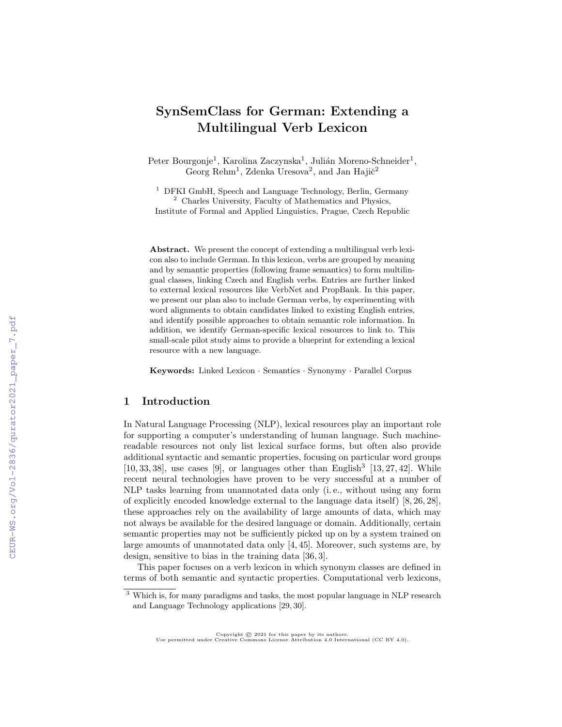# SynSemClass for German: Extending a Multilingual Verb Lexicon

Peter Bourgonje[1], Karolina Zaczynska[1], Julián Moreno-Schneider[1], Georg Rehm[1], Zdenka Uresova[2], and Jan Hajič[2]

[1] DFKI GmbH, Speech and Language Technology, Berlin, Germany
[2] Charles University, Faculty of Mathematics and Physics, Institute of Formal and Applied Linguistics, Prague, Czech Republic

**Abstract.** We present the concept of extending a multilingual verb lexicon also to include German. In this lexicon, verbs are grouped by meaning and by semantic properties (following frame semantics) to form multilingual classes, linking Czech and English verbs. Entries are further linked to external lexical resources like VerbNet and PropBank. In this paper, we present our plan also to include German verbs, by experimenting with word alignments to obtain candidates linked to existing English entries, and identify possible approaches to obtain semantic role information. In addition, we identify German-specific lexical resources to link to. This small-scale pilot study aims to provide a blueprint for extending a lexical resource with a new language.

**Keywords:** Linked Lexicon · Semantics · Synonymy · Parallel Corpus

## 1 Introduction

In Natural Language Processing (NLP), lexical resources play an important role for supporting a computer's understanding of human language. Such machine-readable resources not only list lexical surface forms, but often also provide additional syntactic and semantic properties, focusing on particular word groups [10, 33, 38], use cases [9], or languages other than English[3] [13, 27, 42]. While recent neural technologies have proven to be very successful at a number of NLP tasks learning from unannotated data only (i. e., without using any form of explicitly encoded knowledge external to the language data itself) [8, 26, 28], these approaches rely on the availability of large amounts of data, which may not always be available for the desired language or domain. Additionally, certain semantic properties may not be sufficiently picked up on by a system trained on large amounts of unannotated data only [4, 45]. Moreover, such systems are, by design, sensitive to bias in the training data [36, 3].

This paper focuses on a verb lexicon in which synonym classes are defined in terms of both semantic and syntactic properties. Computational verb lexicons,

[3] Which is, for many paradigms and tasks, the most popular language in NLP research and Language Technology applications [29, 30].

Copyright © 2021 for this paper by its authors.
Use permitted under Creative Commons License Attribution 4.0 International (CC BY 4.0).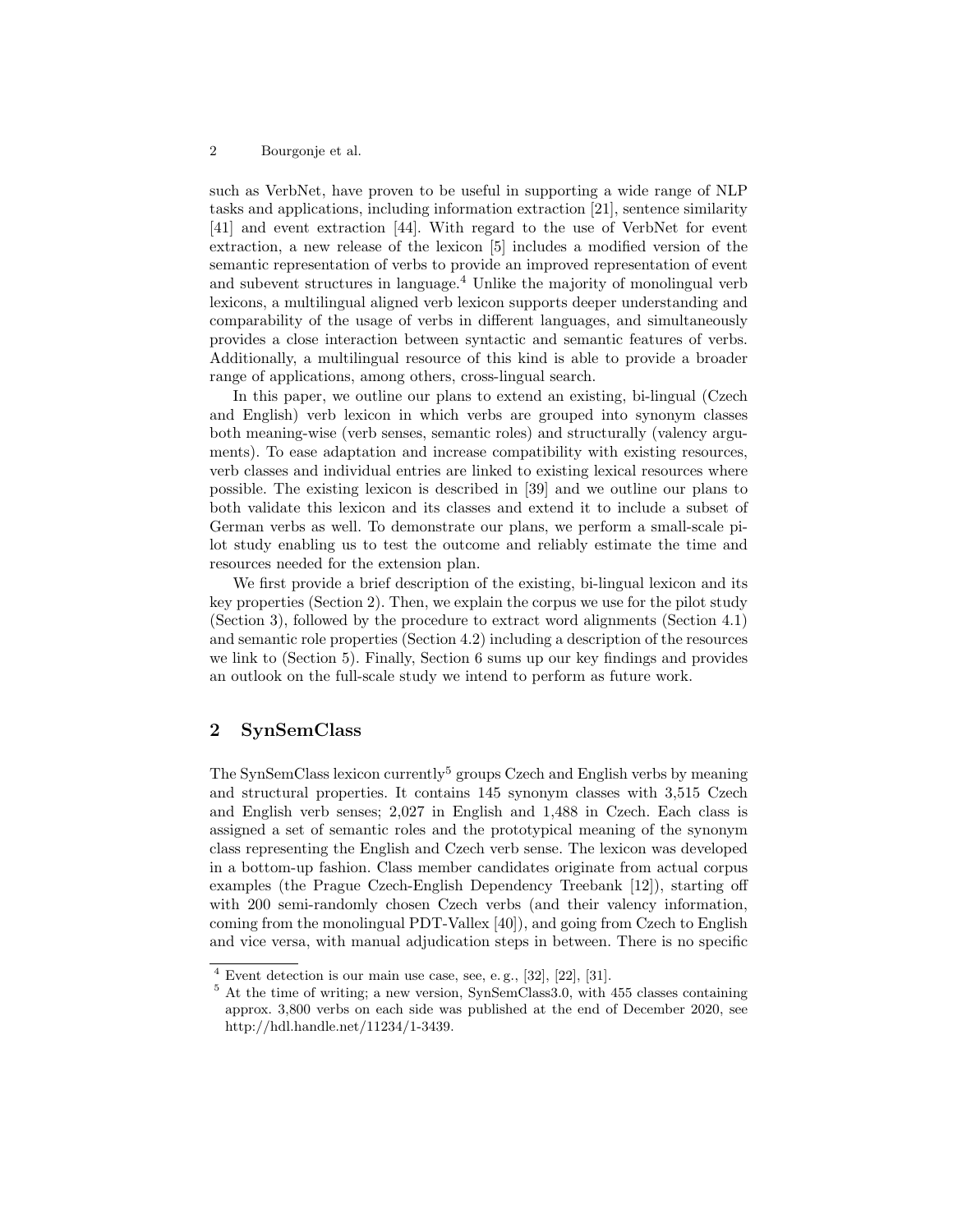such as VerbNet, have proven to be useful in supporting a wide range of NLP tasks and applications, including information extraction [21], sentence similarity [41] and event extraction [44]. With regard to the use of VerbNet for event extraction, a new release of the lexicon [5] includes a modified version of the semantic representation of verbs to provide an improved representation of event and subevent structures in language.[4] Unlike the majority of monolingual verb lexicons, a multilingual aligned verb lexicon supports deeper understanding and comparability of the usage of verbs in different languages, and simultaneously provides a close interaction between syntactic and semantic features of verbs. Additionally, a multilingual resource of this kind is able to provide a broader range of applications, among others, cross-lingual search.

In this paper, we outline our plans to extend an existing, bi-lingual (Czech and English) verb lexicon in which verbs are grouped into synonym classes both meaning-wise (verb senses, semantic roles) and structurally (valency arguments). To ease adaptation and increase compatibility with existing resources, verb classes and individual entries are linked to existing lexical resources where possible. The existing lexicon is described in [39] and we outline our plans to both validate this lexicon and its classes and extend it to include a subset of German verbs as well. To demonstrate our plans, we perform a small-scale pilot study enabling us to test the outcome and reliably estimate the time and resources needed for the extension plan.

We first provide a brief description of the existing, bi-lingual lexicon and its key properties (Section 2). Then, we explain the corpus we use for the pilot study (Section 3), followed by the procedure to extract word alignments (Section 4.1) and semantic role properties (Section 4.2) including a description of the resources we link to (Section 5). Finally, Section 6 sums up our key findings and provides an outlook on the full-scale study we intend to perform as future work.

## 2 SynSemClass

The SynSemClass lexicon currently[5] groups Czech and English verbs by meaning and structural properties. It contains 145 synonym classes with 3,515 Czech and English verb senses; 2,027 in English and 1,488 in Czech. Each class is assigned a set of semantic roles and the prototypical meaning of the synonym class representing the English and Czech verb sense. The lexicon was developed in a bottom-up fashion. Class member candidates originate from actual corpus examples (the Prague Czech-English Dependency Treebank [12]), starting off with 200 semi-randomly chosen Czech verbs (and their valency information, coming from the monolingual PDT-Vallex [40]), and going from Czech to English and vice versa, with manual adjudication steps in between. There is no specific

[4] Event detection is our main use case, see, e. g., [32], [22], [31].

[5] At the time of writing; a new version, SynSemClass3.0, with 455 classes containing approx. 3,800 verbs on each side was published at the end of December 2020, see http://hdl.handle.net/11234/1-3439.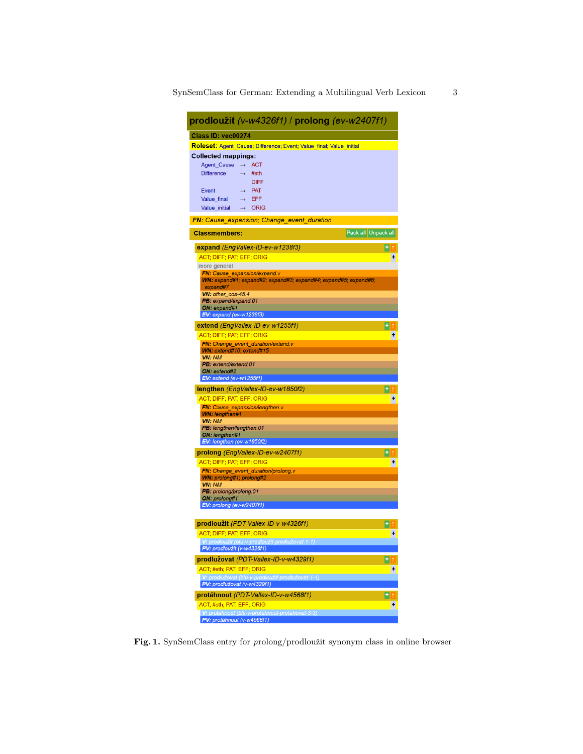## prodloužit *(v-w4326f1)* / prolong *(ev-w2407f1)*

**Class ID: vec00274**

**Roleset:** Agent_Cause; Difference; Event; Value_final; Value_initial

**Collected mappings:**

- Agent_Cause → ACT
- Difference → #sth, DIFF
- Event → PAT
- Value_final → EFF
- Value_initial → ORIG

***FN:** Cause_expansion; Change_event_duration*

**Classmembers:** Pack all Unpack all

**expand** *(EngVallex-ID-ev-w1238f3)*
ACT; DIFF; PAT; EFF; ORIG
more general
- ***FN:** Cause_expansion/expand.v*
- ***WN:** expand#1; expand#2; expand#3; expand#4; expand#5; expand#6; expand#7*
- ***VN:** other_cos-45.4*
- ***PB:** expand/expand.01*
- ***ON:** expand#1*
- ***EV:** expand (ev-w1238f3)*

**extend** *(EngVallex-ID-ev-w1255f1)*
ACT; DIFF; PAT; EFF; ORIG
- ***FN:** Change_event_duration/extend.v*
- ***WN:** extend#10; extend#15*
- ***VN:** NM*
- ***PB:** extend/extend.01*
- ***ON:** extend#2*
- ***EV:** extend (ev-w1255f1)*

**lengthen** *(EngVallex-ID-ev-w1850f2)*
ACT; DIFF; PAT; EFF; ORIG
- ***FN:** Cause_expansion/lengthen.v*
- ***WN:** lengthen#1*
- ***VN:** NM*
- ***PB:** lengthen/lengthen.01*
- ***ON:** lengthen#1*
- ***EV:** lengthen (ev-w1850f2)*

**prolong** *(EngVallex-ID-ev-w2407f1)*
ACT; DIFF; PAT; EFF; ORIG
- ***FN:** Change_event_duration/prolong.v*
- ***WN:** prolong#1; prolong#2*
- ***VN:** NM*
- ***PB:** prolong/prolong.01*
- ***ON:** prolong#1*
- ***EV:** prolong (ev-w2407f1)*

**prodloužit** *(PDT-Vallex-ID-v-w4326f1)*
ACT; DIFF; PAT; EFF; ORIG
- ***V:** prodloužit (blu-v-prodloužit-prodlužovat-1-1)*
- ***PV:** prodloužit (v-w4326f1)*

**prodlužovat** *(PDT-Vallex-ID-v-w4329f1)*
ACT; #sth; PAT; EFF; ORIG
- ***V:** prodlužovat (blu-v-prodloužit-prodlužovat-1-1)*
- ***PV:** prodlužovat (v-w4329f1)*

**protáhnout** *(PDT-Vallex-ID-v-w4568f1)*
ACT; #sth; PAT; EFF; ORIG
- ***V:** protáhnout (blu-v-protáhnout-protahovat-3-3)*
- ***PV:** protáhnout (v-w4568f1)*

**Fig. 1.** SynSemClass entry for *prolong*/prodloužit synonym class in online browser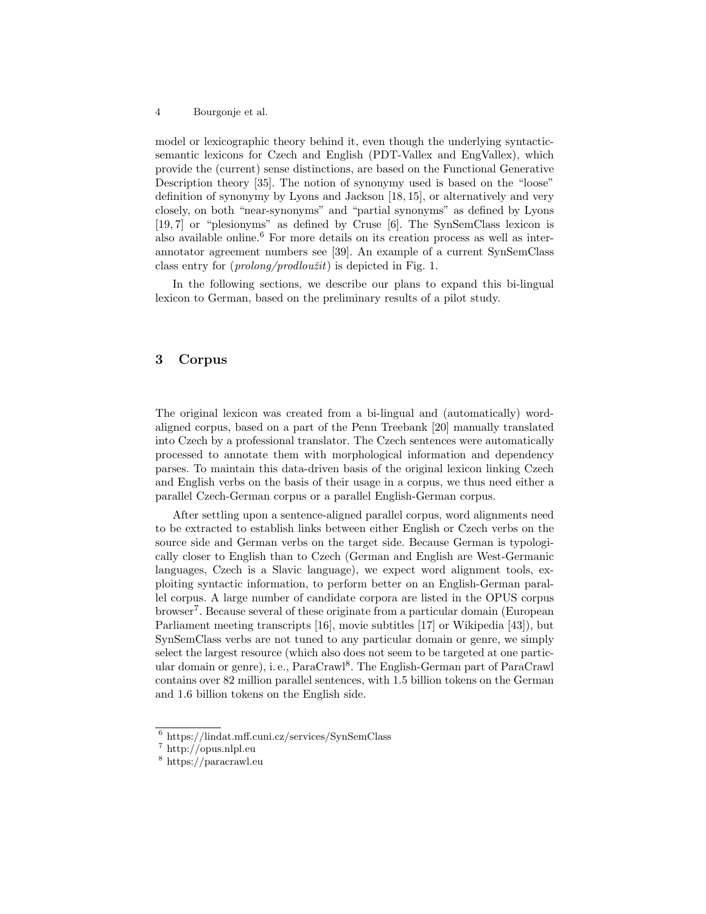model or lexicographic theory behind it, even though the underlying syntactic-semantic lexicons for Czech and English (PDT-Vallex and EngVallex), which provide the (current) sense distinctions, are based on the Functional Generative Description theory [35]. The notion of synonymy used is based on the "loose" definition of synonymy by Lyons and Jackson [18, 15], or alternatively and very closely, on both "near-synonyms" and "partial synonyms" as defined by Lyons [19, 7] or "plesionyms" as defined by Cruse [6]. The SynSemClass lexicon is also available online.[6] For more details on its creation process as well as inter-annotator agreement numbers see [39]. An example of a current SynSemClass class entry for (*prolong/prodloužit*) is depicted in Fig. 1.

In the following sections, we describe our plans to expand this bi-lingual lexicon to German, based on the preliminary results of a pilot study.

## 3 Corpus

The original lexicon was created from a bi-lingual and (automatically) word-aligned corpus, based on a part of the Penn Treebank [20] manually translated into Czech by a professional translator. The Czech sentences were automatically processed to annotate them with morphological information and dependency parses. To maintain this data-driven basis of the original lexicon linking Czech and English verbs on the basis of their usage in a corpus, we thus need either a parallel Czech-German corpus or a parallel English-German corpus.

After settling upon a sentence-aligned parallel corpus, word alignments need to be extracted to establish links between either English or Czech verbs on the source side and German verbs on the target side. Because German is typologically closer to English than to Czech (German and English are West-Germanic languages, Czech is a Slavic language), we expect word alignment tools, exploiting syntactic information, to perform better on an English-German parallel corpus. A large number of candidate corpora are listed in the OPUS corpus browser[7]. Because several of these originate from a particular domain (European Parliament meeting transcripts [16], movie subtitles [17] or Wikipedia [43]), but SynSemClass verbs are not tuned to any particular domain or genre, we simply select the largest resource (which also does not seem to be targeted at one particular domain or genre), i. e., ParaCrawl[8]. The English-German part of ParaCrawl contains over 82 million parallel sentences, with 1.5 billion tokens on the German and 1.6 billion tokens on the English side.

[6] https://lindat.mff.cuni.cz/services/SynSemClass

[7] http://opus.nlpl.eu

[8] https://paracrawl.eu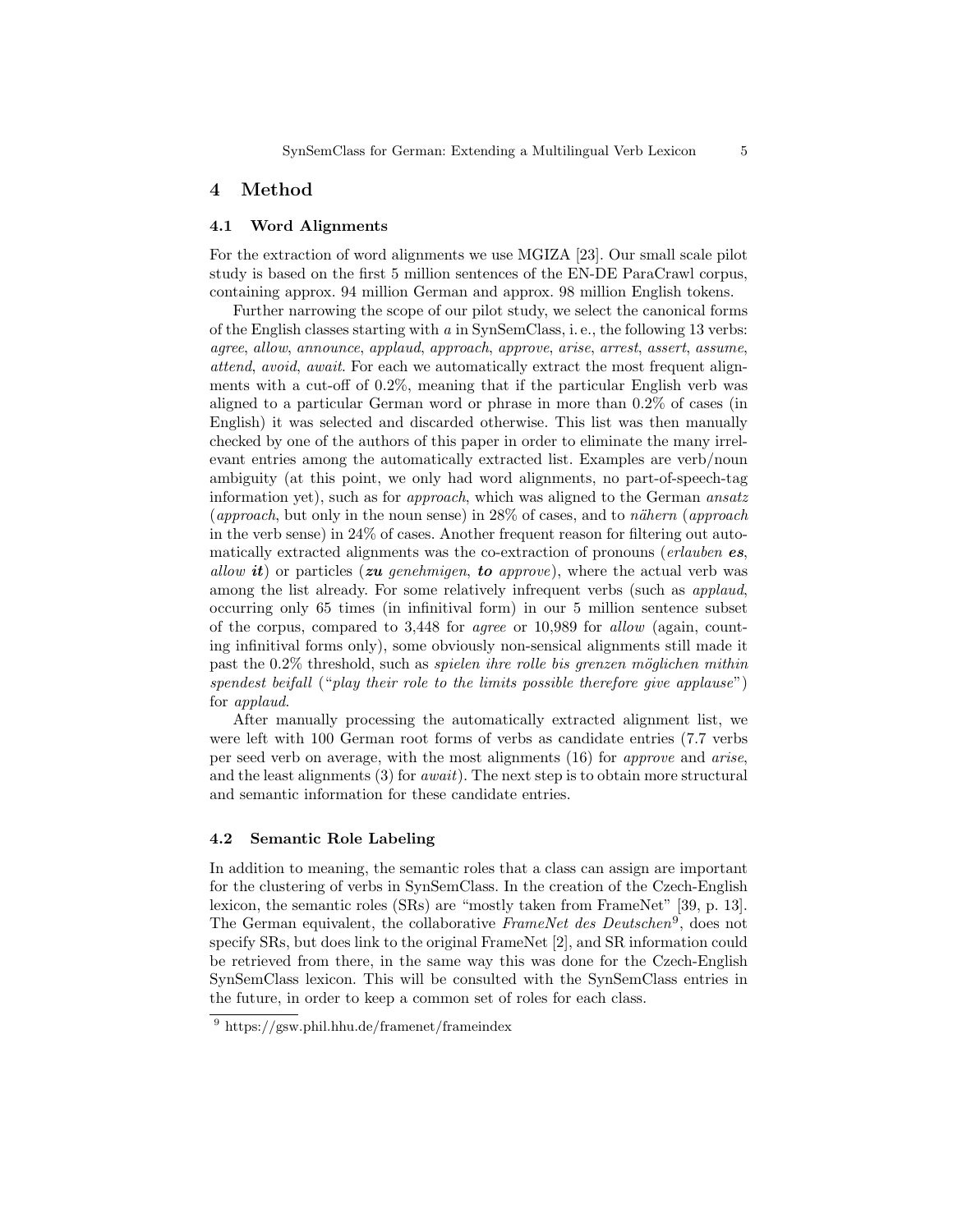## 4 Method

### 4.1 Word Alignments

For the extraction of word alignments we use MGIZA [23]. Our small scale pilot study is based on the first 5 million sentences of the EN-DE ParaCrawl corpus, containing approx. 94 million German and approx. 98 million English tokens.

Further narrowing the scope of our pilot study, we select the canonical forms of the English classes starting with *a* in SynSemClass, i. e., the following 13 verbs: *agree*, *allow*, *announce*, *applaud*, *approach*, *approve*, *arise*, *arrest*, *assert*, *assume*, *attend*, *avoid*, *await*. For each we automatically extract the most frequent alignments with a cut-off of 0.2%, meaning that if the particular English verb was aligned to a particular German word or phrase in more than 0.2% of cases (in English) it was selected and discarded otherwise. This list was then manually checked by one of the authors of this paper in order to eliminate the many irrelevant entries among the automatically extracted list. Examples are verb/noun ambiguity (at this point, we only had word alignments, no part-of-speech-tag information yet), such as for *approach*, which was aligned to the German *ansatz* (*approach*, but only in the noun sense) in 28% of cases, and to *nähern* (*approach* in the verb sense) in 24% of cases. Another frequent reason for filtering out automatically extracted alignments was the co-extraction of pronouns (*erlauben **es***, *allow **it***) or particles (***zu** genehmigen*, ***to** approve*), where the actual verb was among the list already. For some relatively infrequent verbs (such as *applaud*, occurring only 65 times (in infinitival form) in our 5 million sentence subset of the corpus, compared to 3,448 for *agree* or 10,989 for *allow* (again, counting infinitival forms only), some obviously non-sensical alignments still made it past the 0.2% threshold, such as *spielen ihre rolle bis grenzen möglichen mithin spendest beifall* ("*play their role to the limits possible therefore give applause*") for *applaud*.

After manually processing the automatically extracted alignment list, we were left with 100 German root forms of verbs as candidate entries (7.7 verbs per seed verb on average, with the most alignments (16) for *approve* and *arise*, and the least alignments (3) for *await*). The next step is to obtain more structural and semantic information for these candidate entries.

### 4.2 Semantic Role Labeling

In addition to meaning, the semantic roles that a class can assign are important for the clustering of verbs in SynSemClass. In the creation of the Czech-English lexicon, the semantic roles (SRs) are "mostly taken from FrameNet" [39, p. 13]. The German equivalent, the collaborative *FrameNet des Deutschen*[9], does not specify SRs, but does link to the original FrameNet [2], and SR information could be retrieved from there, in the same way this was done for the Czech-English SynSemClass lexicon. This will be consulted with the SynSemClass entries in the future, in order to keep a common set of roles for each class.

[9] https://gsw.phil.hhu.de/framenet/frameindex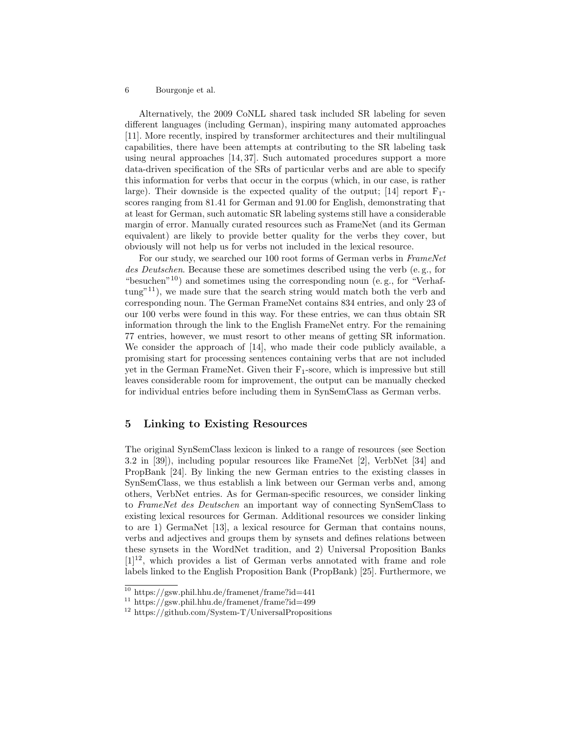Alternatively, the 2009 CoNLL shared task included SR labeling for seven different languages (including German), inspiring many automated approaches [11]. More recently, inspired by transformer architectures and their multilingual capabilities, there have been attempts at contributing to the SR labeling task using neural approaches [14, 37]. Such automated procedures support a more data-driven specification of the SRs of particular verbs and are able to specify this information for verbs that occur in the corpus (which, in our case, is rather large). Their downside is the expected quality of the output; [14] report $F_1$-scores ranging from 81.41 for German and 91.00 for English, demonstrating that at least for German, such automatic SR labeling systems still have a considerable margin of error. Manually curated resources such as FrameNet (and its German equivalent) are likely to provide better quality for the verbs they cover, but obviously will not help us for verbs not included in the lexical resource.

For our study, we searched our 100 root forms of German verbs in *FrameNet des Deutschen*. Because these are sometimes described using the verb (e. g., for "besuchen"[10]) and sometimes using the corresponding noun (e. g., for "Verhaftung"[11]), we made sure that the search string would match both the verb and corresponding noun. The German FrameNet contains 834 entries, and only 23 of our 100 verbs were found in this way. For these entries, we can thus obtain SR information through the link to the English FrameNet entry. For the remaining 77 entries, however, we must resort to other means of getting SR information. We consider the approach of [14], who made their code publicly available, a promising start for processing sentences containing verbs that are not included yet in the German FrameNet. Given their $F_1$-score, which is impressive but still leaves considerable room for improvement, the output can be manually checked for individual entries before including them in SynSemClass as German verbs.

## 5 Linking to Existing Resources

The original SynSemClass lexicon is linked to a range of resources (see Section 3.2 in [39]), including popular resources like FrameNet [2], VerbNet [34] and PropBank [24]. By linking the new German entries to the existing classes in SynSemClass, we thus establish a link between our German verbs and, among others, VerbNet entries. As for German-specific resources, we consider linking to *FrameNet des Deutschen* an important way of connecting SynSemClass to existing lexical resources for German. Additional resources we consider linking to are 1) GermaNet [13], a lexical resource for German that contains nouns, verbs and adjectives and groups them by synsets and defines relations between these synsets in the WordNet tradition, and 2) Universal Proposition Banks [1][12], which provides a list of German verbs annotated with frame and role labels linked to the English Proposition Bank (PropBank) [25]. Furthermore, we

[10] https://gsw.phil.hhu.de/framenet/frame?id=441

[11] https://gsw.phil.hhu.de/framenet/frame?id=499

[12] https://github.com/System-T/UniversalPropositions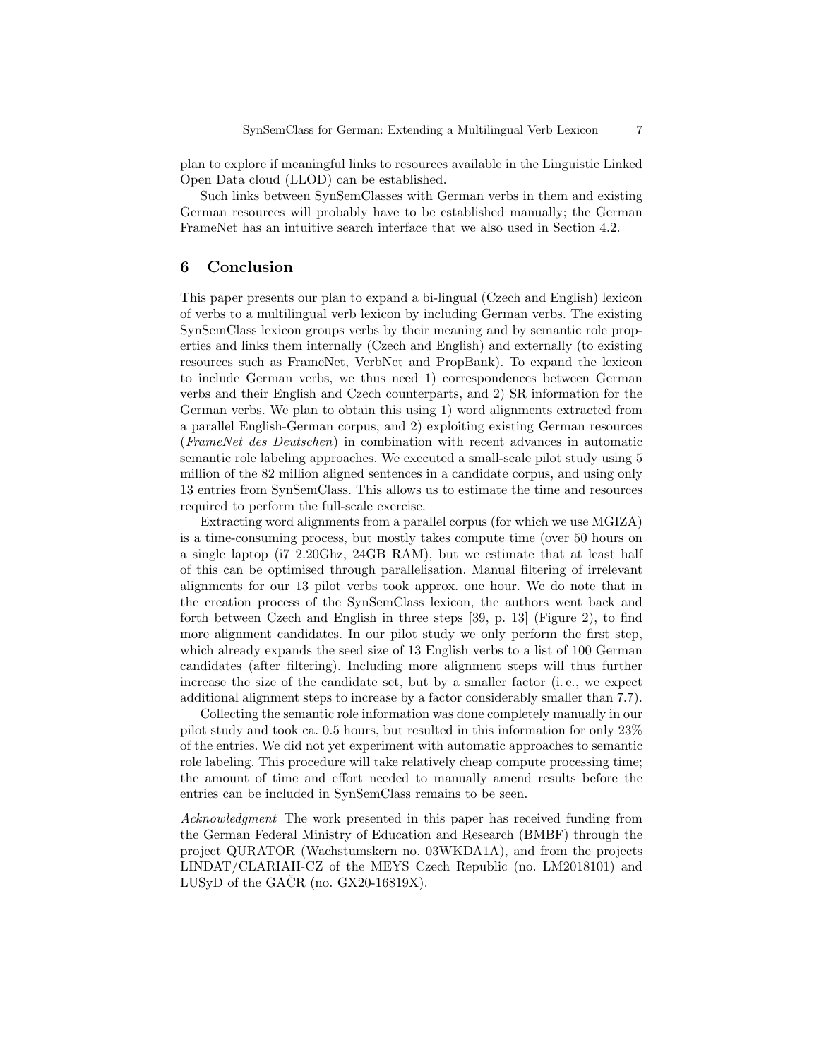plan to explore if meaningful links to resources available in the Linguistic Linked Open Data cloud (LLOD) can be established.

Such links between SynSemClasses with German verbs in them and existing German resources will probably have to be established manually; the German FrameNet has an intuitive search interface that we also used in Section 4.2.

## 6 Conclusion

This paper presents our plan to expand a bi-lingual (Czech and English) lexicon of verbs to a multilingual verb lexicon by including German verbs. The existing SynSemClass lexicon groups verbs by their meaning and by semantic role properties and links them internally (Czech and English) and externally (to existing resources such as FrameNet, VerbNet and PropBank). To expand the lexicon to include German verbs, we thus need 1) correspondences between German verbs and their English and Czech counterparts, and 2) SR information for the German verbs. We plan to obtain this using 1) word alignments extracted from a parallel English-German corpus, and 2) exploiting existing German resources (*FrameNet des Deutschen*) in combination with recent advances in automatic semantic role labeling approaches. We executed a small-scale pilot study using 5 million of the 82 million aligned sentences in a candidate corpus, and using only 13 entries from SynSemClass. This allows us to estimate the time and resources required to perform the full-scale exercise.

Extracting word alignments from a parallel corpus (for which we use MGIZA) is a time-consuming process, but mostly takes compute time (over 50 hours on a single laptop (i7 2.20Ghz, 24GB RAM), but we estimate that at least half of this can be optimised through parallelisation. Manual filtering of irrelevant alignments for our 13 pilot verbs took approx. one hour. We do note that in the creation process of the SynSemClass lexicon, the authors went back and forth between Czech and English in three steps [39, p. 13] (Figure 2), to find more alignment candidates. In our pilot study we only perform the first step, which already expands the seed size of 13 English verbs to a list of 100 German candidates (after filtering). Including more alignment steps will thus further increase the size of the candidate set, but by a smaller factor (i. e., we expect additional alignment steps to increase by a factor considerably smaller than 7.7).

Collecting the semantic role information was done completely manually in our pilot study and took ca. 0.5 hours, but resulted in this information for only 23% of the entries. We did not yet experiment with automatic approaches to semantic role labeling. This procedure will take relatively cheap compute processing time; the amount of time and effort needed to manually amend results before the entries can be included in SynSemClass remains to be seen.

*Acknowledgment* The work presented in this paper has received funding from the German Federal Ministry of Education and Research (BMBF) through the project QURATOR (Wachstumskern no. 03WKDA1A), and from the projects LINDAT/CLARIAH-CZ of the MEYS Czech Republic (no. LM2018101) and LUSyD of the GAČR (no. GX20-16819X).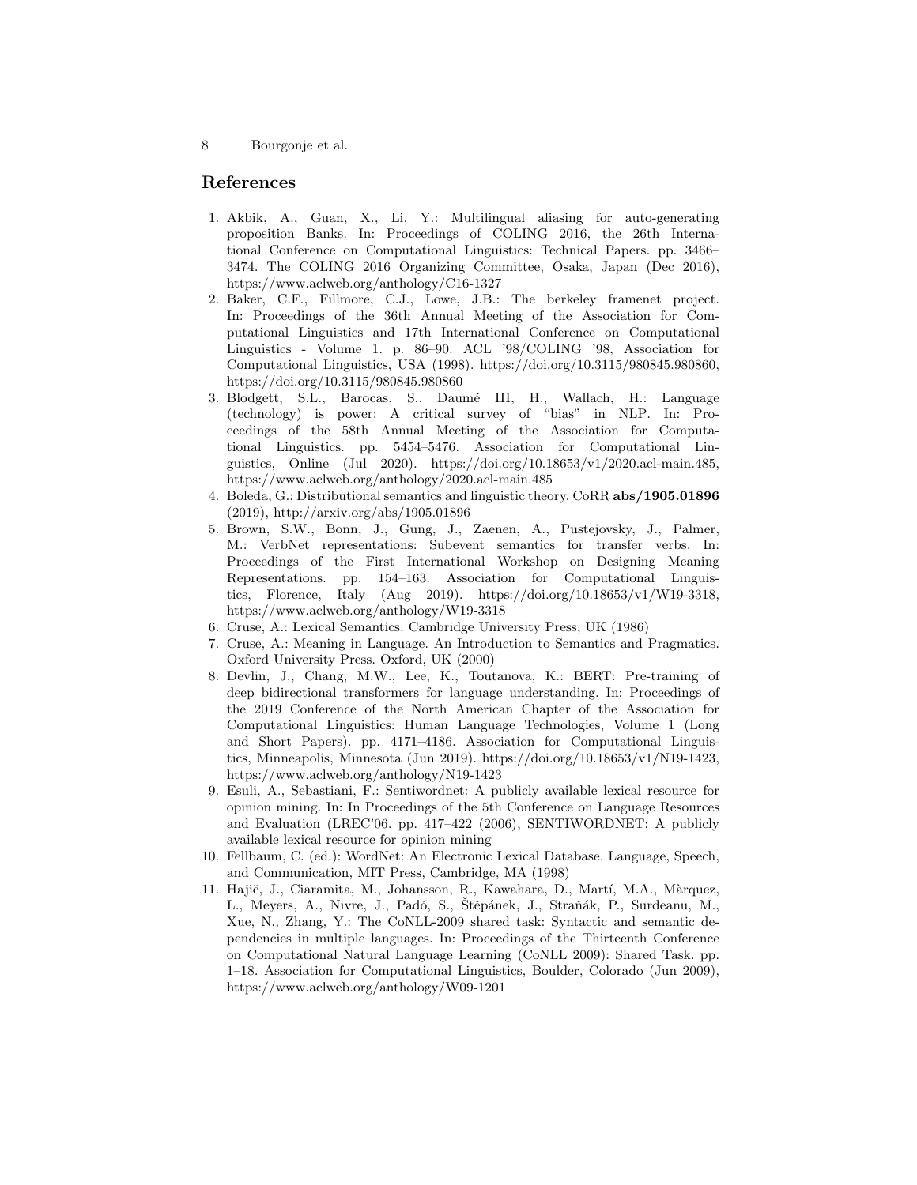## References

1. Akbik, A., Guan, X., Li, Y.: Multilingual aliasing for auto-generating proposition Banks. In: Proceedings of COLING 2016, the 26th International Conference on Computational Linguistics: Technical Papers. pp. 3466–3474. The COLING 2016 Organizing Committee, Osaka, Japan (Dec 2016), https://www.aclweb.org/anthology/C16-1327
2. Baker, C.F., Fillmore, C.J., Lowe, J.B.: The berkeley framenet project. In: Proceedings of the 36th Annual Meeting of the Association for Computational Linguistics and 17th International Conference on Computational Linguistics - Volume 1. p. 86–90. ACL '98/COLING '98, Association for Computational Linguistics, USA (1998). https://doi.org/10.3115/980845.980860, https://doi.org/10.3115/980845.980860
3. Blodgett, S.L., Barocas, S., Daumé III, H., Wallach, H.: Language (technology) is power: A critical survey of "bias" in NLP. In: Proceedings of the 58th Annual Meeting of the Association for Computational Linguistics. pp. 5454–5476. Association for Computational Linguistics, Online (Jul 2020). https://doi.org/10.18653/v1/2020.acl-main.485, https://www.aclweb.org/anthology/2020.acl-main.485
4. Boleda, G.: Distributional semantics and linguistic theory. CoRR **abs/1905.01896** (2019), http://arxiv.org/abs/1905.01896
5. Brown, S.W., Bonn, J., Gung, J., Zaenen, A., Pustejovsky, J., Palmer, M.: VerbNet representations: Subevent semantics for transfer verbs. In: Proceedings of the First International Workshop on Designing Meaning Representations. pp. 154–163. Association for Computational Linguistics, Florence, Italy (Aug 2019). https://doi.org/10.18653/v1/W19-3318, https://www.aclweb.org/anthology/W19-3318
6. Cruse, A.: Lexical Semantics. Cambridge University Press, UK (1986)
7. Cruse, A.: Meaning in Language. An Introduction to Semantics and Pragmatics. Oxford University Press. Oxford, UK (2000)
8. Devlin, J., Chang, M.W., Lee, K., Toutanova, K.: BERT: Pre-training of deep bidirectional transformers for language understanding. In: Proceedings of the 2019 Conference of the North American Chapter of the Association for Computational Linguistics: Human Language Technologies, Volume 1 (Long and Short Papers). pp. 4171–4186. Association for Computational Linguistics, Minneapolis, Minnesota (Jun 2019). https://doi.org/10.18653/v1/N19-1423, https://www.aclweb.org/anthology/N19-1423
9. Esuli, A., Sebastiani, F.: Sentiwordnet: A publicly available lexical resource for opinion mining. In: In Proceedings of the 5th Conference on Language Resources and Evaluation (LREC'06. pp. 417–422 (2006), SENTIWORDNET: A publicly available lexical resource for opinion mining
10. Fellbaum, C. (ed.): WordNet: An Electronic Lexical Database. Language, Speech, and Communication, MIT Press, Cambridge, MA (1998)
11. Hajič, J., Ciaramita, M., Johansson, R., Kawahara, D., Martí, M.A., Màrquez, L., Meyers, A., Nivre, J., Padó, S., Štěpánek, J., Straňák, P., Surdeanu, M., Xue, N., Zhang, Y.: The CoNLL-2009 shared task: Syntactic and semantic dependencies in multiple languages. In: Proceedings of the Thirteenth Conference on Computational Natural Language Learning (CoNLL 2009): Shared Task. pp. 1–18. Association for Computational Linguistics, Boulder, Colorado (Jun 2009), https://www.aclweb.org/anthology/W09-1201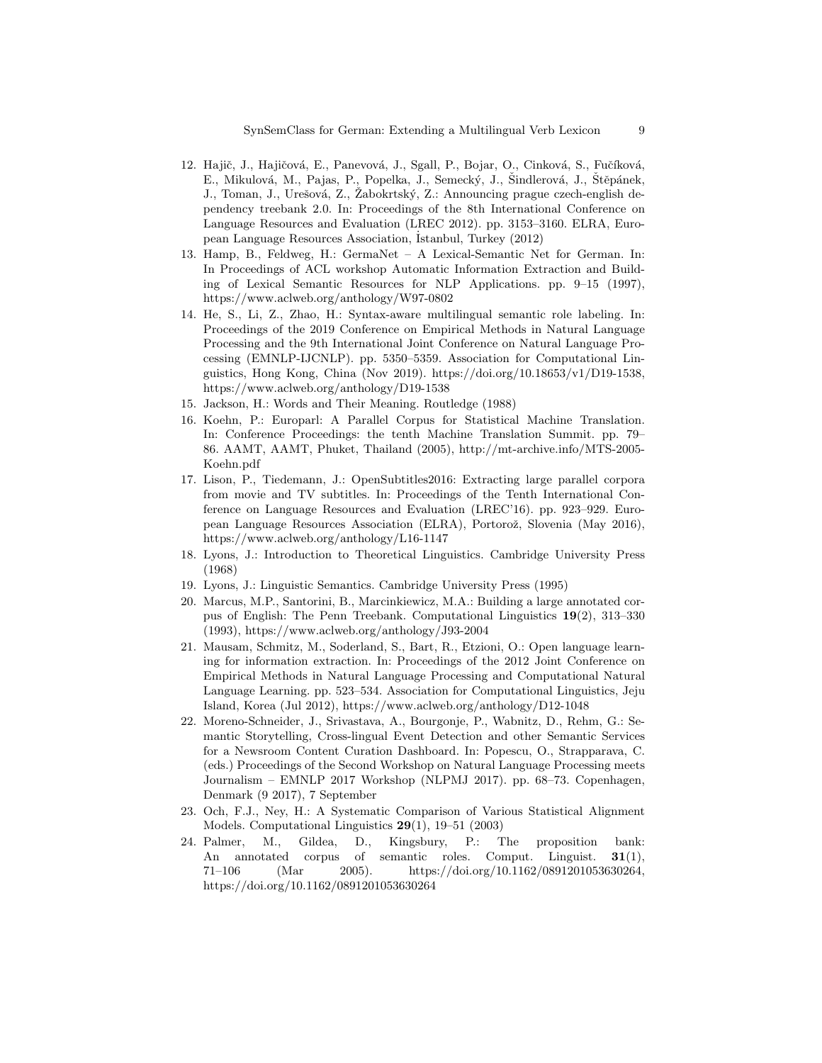12. Hajič, J., Hajičová, E., Panevová, J., Sgall, P., Bojar, O., Cinková, S., Fučíková, E., Mikulová, M., Pajas, P., Popelka, J., Semecký, J., Šindlerová, J., Štěpánek, J., Toman, J., Urešová, Z., Žabokrtský, Z.: Announcing prague czech-english dependency treebank 2.0. In: Proceedings of the 8th International Conference on Language Resources and Evaluation (LREC 2012). pp. 3153–3160. ELRA, European Language Resources Association, İstanbul, Turkey (2012)
13. Hamp, B., Feldweg, H.: GermaNet – A Lexical-Semantic Net for German. In: In Proceedings of ACL workshop Automatic Information Extraction and Building of Lexical Semantic Resources for NLP Applications. pp. 9–15 (1997), https://www.aclweb.org/anthology/W97-0802
14. He, S., Li, Z., Zhao, H.: Syntax-aware multilingual semantic role labeling. In: Proceedings of the 2019 Conference on Empirical Methods in Natural Language Processing and the 9th International Joint Conference on Natural Language Processing (EMNLP-IJCNLP). pp. 5350–5359. Association for Computational Linguistics, Hong Kong, China (Nov 2019). https://doi.org/10.18653/v1/D19-1538, https://www.aclweb.org/anthology/D19-1538
15. Jackson, H.: Words and Their Meaning. Routledge (1988)
16. Koehn, P.: Europarl: A Parallel Corpus for Statistical Machine Translation. In: Conference Proceedings: the tenth Machine Translation Summit. pp. 79–86. AAMT, AAMT, Phuket, Thailand (2005), http://mt-archive.info/MTS-2005-Koehn.pdf
17. Lison, P., Tiedemann, J.: OpenSubtitles2016: Extracting large parallel corpora from movie and TV subtitles. In: Proceedings of the Tenth International Conference on Language Resources and Evaluation (LREC'16). pp. 923–929. European Language Resources Association (ELRA), Portorož, Slovenia (May 2016), https://www.aclweb.org/anthology/L16-1147
18. Lyons, J.: Introduction to Theoretical Linguistics. Cambridge University Press (1968)
19. Lyons, J.: Linguistic Semantics. Cambridge University Press (1995)
20. Marcus, M.P., Santorini, B., Marcinkiewicz, M.A.: Building a large annotated corpus of English: The Penn Treebank. Computational Linguistics **19**(2), 313–330 (1993), https://www.aclweb.org/anthology/J93-2004
21. Mausam, Schmitz, M., Soderland, S., Bart, R., Etzioni, O.: Open language learning for information extraction. In: Proceedings of the 2012 Joint Conference on Empirical Methods in Natural Language Processing and Computational Natural Language Learning. pp. 523–534. Association for Computational Linguistics, Jeju Island, Korea (Jul 2012), https://www.aclweb.org/anthology/D12-1048
22. Moreno-Schneider, J., Srivastava, A., Bourgonje, P., Wabnitz, D., Rehm, G.: Semantic Storytelling, Cross-lingual Event Detection and other Semantic Services for a Newsroom Content Curation Dashboard. In: Popescu, O., Strapparava, C. (eds.) Proceedings of the Second Workshop on Natural Language Processing meets Journalism – EMNLP 2017 Workshop (NLPMJ 2017). pp. 68–73. Copenhagen, Denmark (9 2017), 7 September
23. Och, F.J., Ney, H.: A Systematic Comparison of Various Statistical Alignment Models. Computational Linguistics **29**(1), 19–51 (2003)
24. Palmer, M., Gildea, D., Kingsbury, P.: The proposition bank: An annotated corpus of semantic roles. Comput. Linguist. **31**(1), 71–106 (Mar 2005). https://doi.org/10.1162/0891201053630264, https://doi.org/10.1162/0891201053630264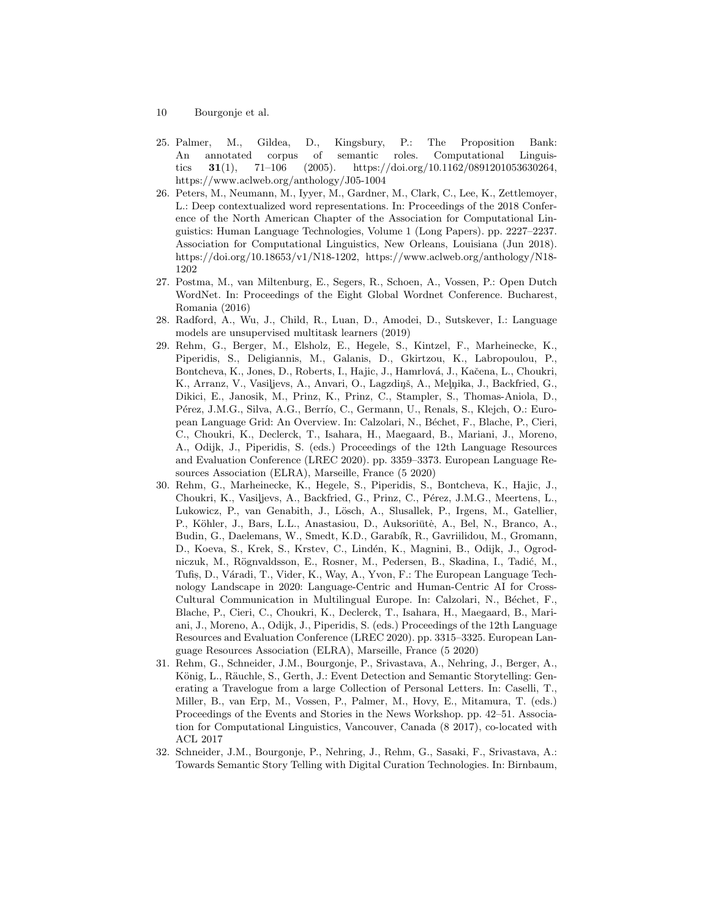25. Palmer, M., Gildea, D., Kingsbury, P.: The Proposition Bank: An annotated corpus of semantic roles. Computational Linguistics **31**(1), 71–106 (2005). https://doi.org/10.1162/0891201053630264, https://www.aclweb.org/anthology/J05-1004
26. Peters, M., Neumann, M., Iyyer, M., Gardner, M., Clark, C., Lee, K., Zettlemoyer, L.: Deep contextualized word representations. In: Proceedings of the 2018 Conference of the North American Chapter of the Association for Computational Linguistics: Human Language Technologies, Volume 1 (Long Papers). pp. 2227–2237. Association for Computational Linguistics, New Orleans, Louisiana (Jun 2018). https://doi.org/10.18653/v1/N18-1202, https://www.aclweb.org/anthology/N18-1202
27. Postma, M., van Miltenburg, E., Segers, R., Schoen, A., Vossen, P.: Open Dutch WordNet. In: Proceedings of the Eight Global Wordnet Conference. Bucharest, Romania (2016)
28. Radford, A., Wu, J., Child, R., Luan, D., Amodei, D., Sutskever, I.: Language models are unsupervised multitask learners (2019)
29. Rehm, G., Berger, M., Elsholz, E., Hegele, S., Kintzel, F., Marheinecke, K., Piperidis, S., Deligiannis, M., Galanis, D., Gkirtzou, K., Labropoulou, P., Bontcheva, K., Jones, D., Roberts, I., Hajic, J., Hamrlová, J., Kačena, L., Choukri, K., Arranz, V., Vasiļjevs, A., Anvari, O., Lagzdiņš, A., Meļņika, J., Backfried, G., Dikici, E., Janosik, M., Prinz, K., Prinz, C., Stampler, S., Thomas-Aniola, D., Pérez, J.M.G., Silva, A.G., Berrío, C., Germann, U., Renals, S., Klejch, O.: European Language Grid: An Overview. In: Calzolari, N., Béchet, F., Blache, P., Cieri, C., Choukri, K., Declerck, T., Isahara, H., Maegaard, B., Mariani, J., Moreno, A., Odijk, J., Piperidis, S. (eds.) Proceedings of the 12th Language Resources and Evaluation Conference (LREC 2020). pp. 3359–3373. European Language Resources Association (ELRA), Marseille, France (5 2020)
30. Rehm, G., Marheinecke, K., Hegele, S., Piperidis, S., Bontcheva, K., Hajic, J., Choukri, K., Vasiļjevs, A., Backfried, G., Prinz, C., Pérez, J.M.G., Meertens, L., Lukowicz, P., van Genabith, J., Lösch, A., Slusallek, P., Irgens, M., Gatellier, P., Köhler, J., Bars, L.L., Anastasiou, D., Auksoriūtė, A., Bel, N., Branco, A., Budin, G., Daelemans, W., Smedt, K.D., Garabík, R., Gavriilidou, M., Gromann, D., Koeva, S., Krek, S., Krstev, C., Lindén, K., Magnini, B., Odijk, J., Ogrodniczuk, M., Rögnvaldsson, E., Rosner, M., Pedersen, B., Skadina, I., Tadić, M., Tufiș, D., Váradi, T., Vider, K., Way, A., Yvon, F.: The European Language Technology Landscape in 2020: Language-Centric and Human-Centric AI for Cross-Cultural Communication in Multilingual Europe. In: Calzolari, N., Béchet, F., Blache, P., Cieri, C., Choukri, K., Declerck, T., Isahara, H., Maegaard, B., Mariani, J., Moreno, A., Odijk, J., Piperidis, S. (eds.) Proceedings of the 12th Language Resources and Evaluation Conference (LREC 2020). pp. 3315–3325. European Language Resources Association (ELRA), Marseille, France (5 2020)
31. Rehm, G., Schneider, J.M., Bourgonje, P., Srivastava, A., Nehring, J., Berger, A., König, L., Räuchle, S., Gerth, J.: Event Detection and Semantic Storytelling: Generating a Travelogue from a large Collection of Personal Letters. In: Caselli, T., Miller, B., van Erp, M., Vossen, P., Palmer, M., Hovy, E., Mitamura, T. (eds.) Proceedings of the Events and Stories in the News Workshop. pp. 42–51. Association for Computational Linguistics, Vancouver, Canada (8 2017), co-located with ACL 2017
32. Schneider, J.M., Bourgonje, P., Nehring, J., Rehm, G., Sasaki, F., Srivastava, A.: Towards Semantic Story Telling with Digital Curation Technologies. In: Birnbaum,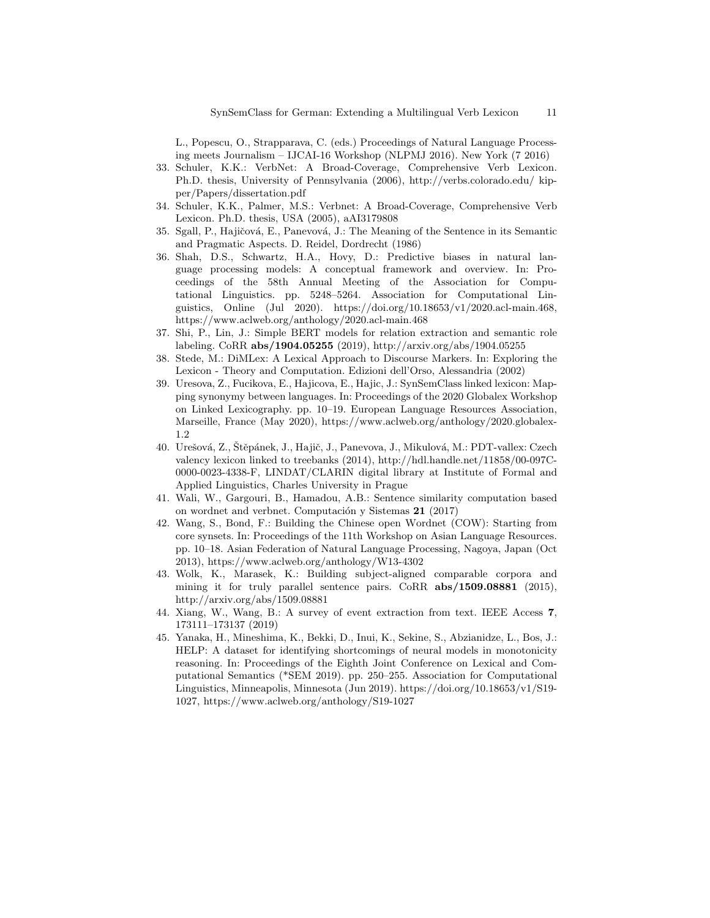L., Popescu, O., Strapparava, C. (eds.) Proceedings of Natural Language Processing meets Journalism – IJCAI-16 Workshop (NLPMJ 2016). New York (7 2016)

33. Schuler, K.K.: VerbNet: A Broad-Coverage, Comprehensive Verb Lexicon. Ph.D. thesis, University of Pennsylvania (2006), http://verbs.colorado.edu/ kipper/Papers/dissertation.pdf
34. Schuler, K.K., Palmer, M.S.: Verbnet: A Broad-Coverage, Comprehensive Verb Lexicon. Ph.D. thesis, USA (2005), aAI3179808
35. Sgall, P., Hajičová, E., Panevová, J.: The Meaning of the Sentence in its Semantic and Pragmatic Aspects. D. Reidel, Dordrecht (1986)
36. Shah, D.S., Schwartz, H.A., Hovy, D.: Predictive biases in natural language processing models: A conceptual framework and overview. In: Proceedings of the 58th Annual Meeting of the Association for Computational Linguistics. pp. 5248–5264. Association for Computational Linguistics, Online (Jul 2020). https://doi.org/10.18653/v1/2020.acl-main.468, https://www.aclweb.org/anthology/2020.acl-main.468
37. Shi, P., Lin, J.: Simple BERT models for relation extraction and semantic role labeling. CoRR **abs/1904.05255** (2019), http://arxiv.org/abs/1904.05255
38. Stede, M.: DiMLex: A Lexical Approach to Discourse Markers. In: Exploring the Lexicon - Theory and Computation. Edizioni dell'Orso, Alessandria (2002)
39. Uresova, Z., Fucikova, E., Hajicova, E., Hajic, J.: SynSemClass linked lexicon: Mapping synonymy between languages. In: Proceedings of the 2020 Globalex Workshop on Linked Lexicography. pp. 10–19. European Language Resources Association, Marseille, France (May 2020), https://www.aclweb.org/anthology/2020.globalex-1.2
40. Urešová, Z., Štěpánek, J., Hajič, J., Panevova, J., Mikulová, M.: PDT-vallex: Czech valency lexicon linked to treebanks (2014), http://hdl.handle.net/11858/00-097C-0000-0023-4338-F, LINDAT/CLARIN digital library at Institute of Formal and Applied Linguistics, Charles University in Prague
41. Wali, W., Gargouri, B., Hamadou, A.B.: Sentence similarity computation based on wordnet and verbnet. Computación y Sistemas **21** (2017)
42. Wang, S., Bond, F.: Building the Chinese open Wordnet (COW): Starting from core synsets. In: Proceedings of the 11th Workshop on Asian Language Resources. pp. 10–18. Asian Federation of Natural Language Processing, Nagoya, Japan (Oct 2013), https://www.aclweb.org/anthology/W13-4302
43. Wolk, K., Marasek, K.: Building subject-aligned comparable corpora and mining it for truly parallel sentence pairs. CoRR **abs/1509.08881** (2015), http://arxiv.org/abs/1509.08881
44. Xiang, W., Wang, B.: A survey of event extraction from text. IEEE Access **7**, 173111–173137 (2019)
45. Yanaka, H., Mineshima, K., Bekki, D., Inui, K., Sekine, S., Abzianidze, L., Bos, J.: HELP: A dataset for identifying shortcomings of neural models in monotonicity reasoning. In: Proceedings of the Eighth Joint Conference on Lexical and Computational Semantics (*SEM 2019). pp. 250–255. Association for Computational Linguistics, Minneapolis, Minnesota (Jun 2019). https://doi.org/10.18653/v1/S19-1027, https://www.aclweb.org/anthology/S19-1027